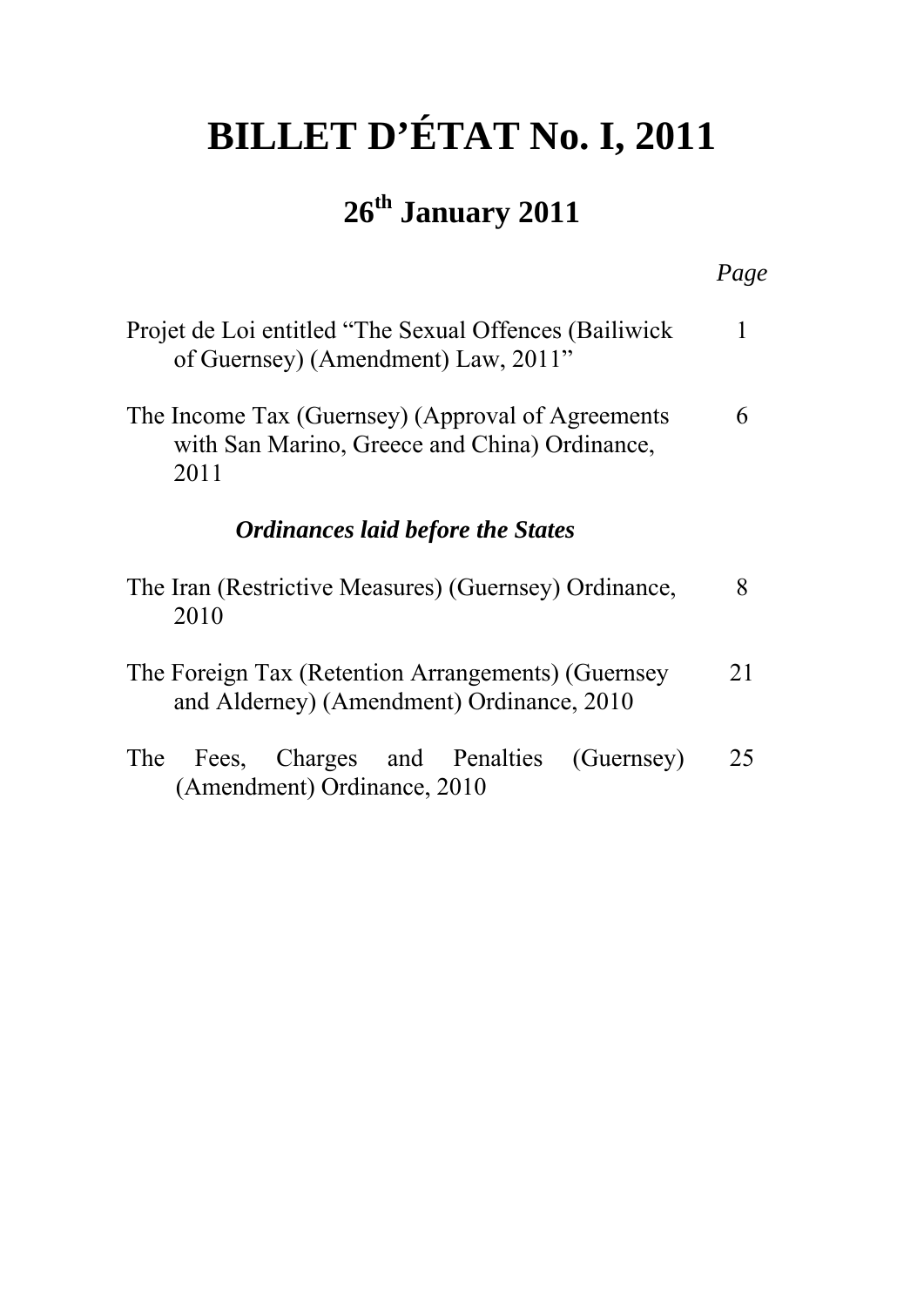# BILLET D'ÉTAT No. I, 2011

## 26th January 2011

| | *Page* |
|---|---|
| Projet de Loi entitled "The Sexual Offences (Bailiwick of Guernsey) (Amendment) Law, 2011" | 1 |
| The Income Tax (Guernsey) (Approval of Agreements with San Marino, Greece and China) Ordinance, 2011 | 6 |

### *Ordinances laid before the States*

| | |
|---|---|
| The Iran (Restrictive Measures) (Guernsey) Ordinance, 2010 | 8 |
| The Foreign Tax (Retention Arrangements) (Guernsey and Alderney) (Amendment) Ordinance, 2010 | 21 |
| The Fees, Charges and Penalties (Guernsey) (Amendment) Ordinance, 2010 | 25 |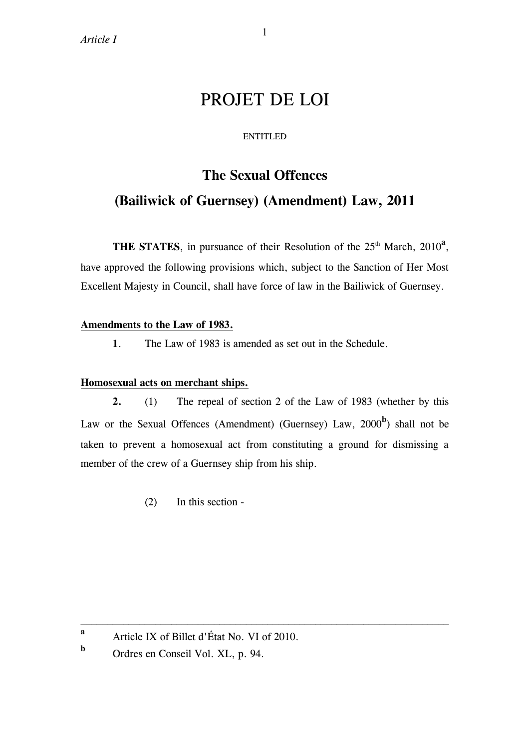# PROJET DE LOI

ENTITLED

## The Sexual Offences (Bailiwick of Guernsey) (Amendment) Law, 2011

**THE STATES**, in pursuance of their Resolution of the 25th March, 2010[a], have approved the following provisions which, subject to the Sanction of Her Most Excellent Majesty in Council, shall have force of law in the Bailiwick of Guernsey.

**Amendments to the Law of 1983.**

**1**. The Law of 1983 is amended as set out in the Schedule.

**Homosexual acts on merchant ships.**

**2.** (1) The repeal of section 2 of the Law of 1983 (whether by this Law or the Sexual Offences (Amendment) (Guernsey) Law, 2000[b]) shall not be taken to prevent a homosexual act from constituting a ground for dismissing a member of the crew of a Guernsey ship from his ship.

(2) In this section -

---

[a] Article IX of Billet d'État No. VI of 2010.

[b] Ordres en Conseil Vol. XL, p. 94.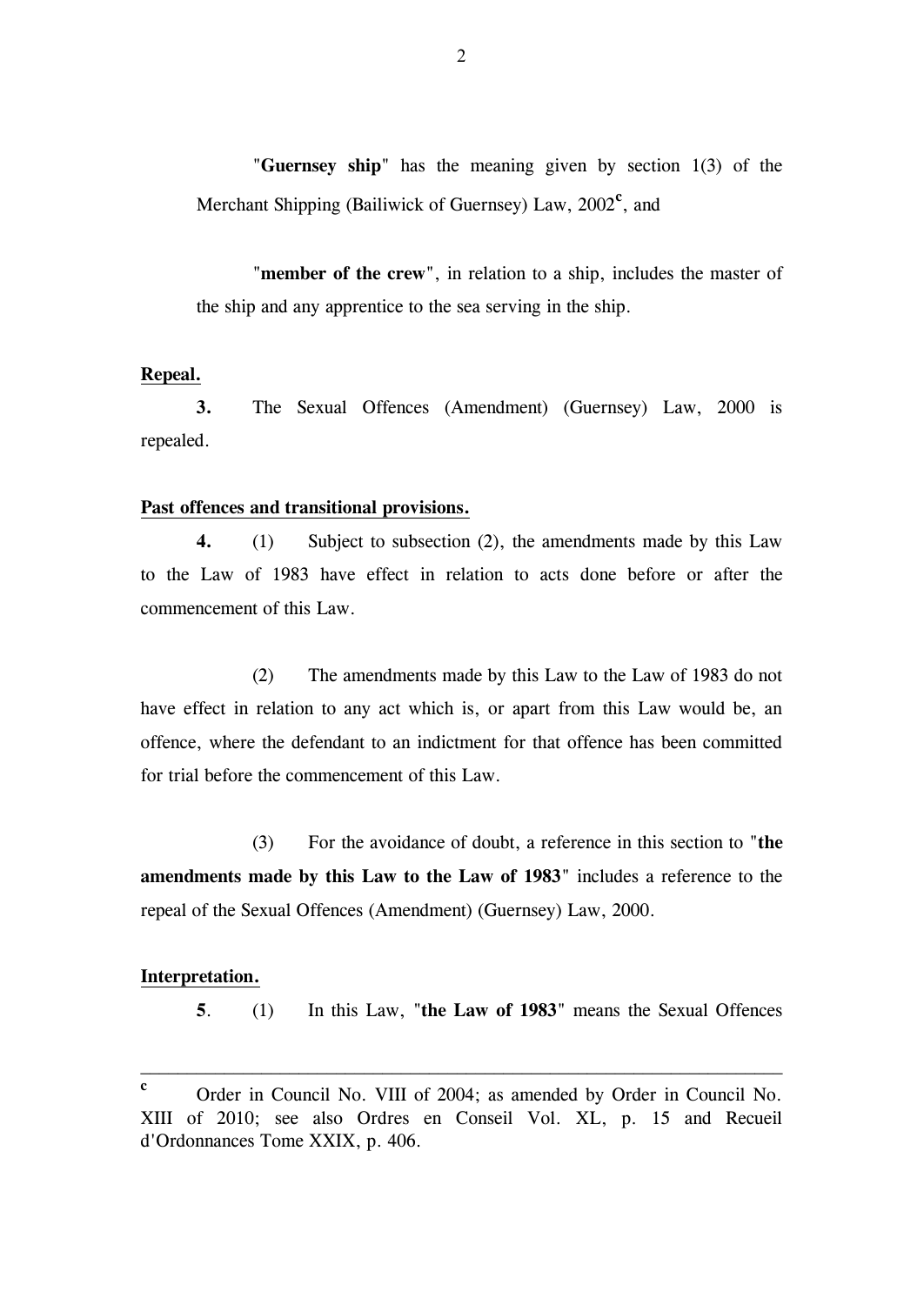"**Guernsey ship**" has the meaning given by section 1(3) of the Merchant Shipping (Bailiwick of Guernsey) Law, 2002[c], and

"**member of the crew**", in relation to a ship, includes the master of the ship and any apprentice to the sea serving in the ship.

**Repeal.**

**3.** The Sexual Offences (Amendment) (Guernsey) Law, 2000 is repealed.

**Past offences and transitional provisions.**

**4.** (1) Subject to subsection (2), the amendments made by this Law to the Law of 1983 have effect in relation to acts done before or after the commencement of this Law.

(2) The amendments made by this Law to the Law of 1983 do not have effect in relation to any act which is, or apart from this Law would be, an offence, where the defendant to an indictment for that offence has been committed for trial before the commencement of this Law.

(3) For the avoidance of doubt, a reference in this section to "**the amendments made by this Law to the Law of 1983**" includes a reference to the repeal of the Sexual Offences (Amendment) (Guernsey) Law, 2000.

**Interpretation.**

**5**. (1) In this Law, "**the Law of 1983**" means the Sexual Offences

---

[c] Order in Council No. VIII of 2004; as amended by Order in Council No. XIII of 2010; see also Ordres en Conseil Vol. XL, p. 15 and Recueil d'Ordonnances Tome XXIX, p. 406.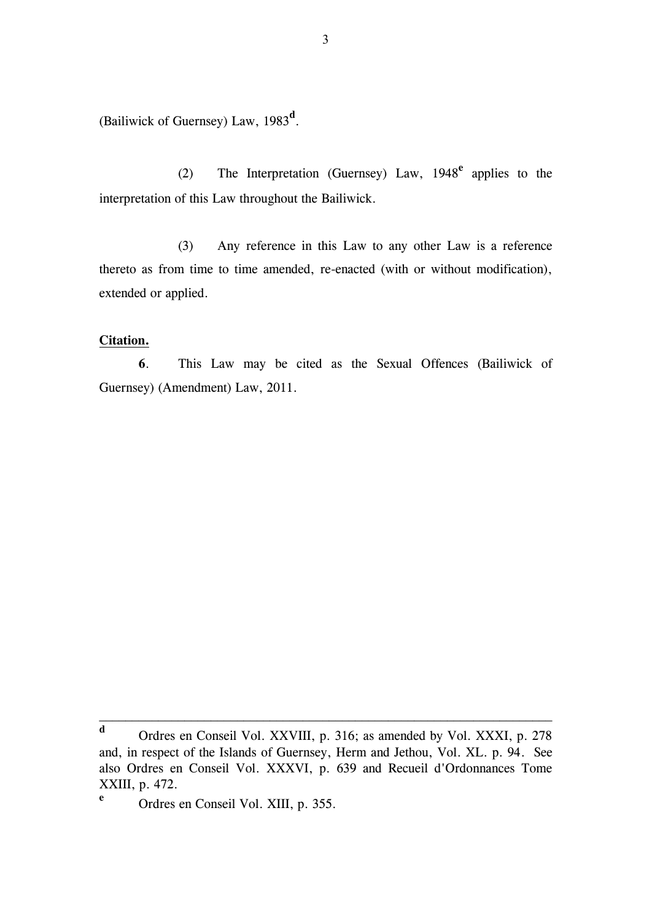(Bailiwick of Guernsey) Law, 1983[d].

(2) The Interpretation (Guernsey) Law, 1948[e] applies to the interpretation of this Law throughout the Bailiwick.

(3) Any reference in this Law to any other Law is a reference thereto as from time to time amended, re-enacted (with or without modification), extended or applied.

**Citation.**

**6**. This Law may be cited as the Sexual Offences (Bailiwick of Guernsey) (Amendment) Law, 2011.

---

[d] Ordres en Conseil Vol. XXVIII, p. 316; as amended by Vol. XXXI, p. 278 and, in respect of the Islands of Guernsey, Herm and Jethou, Vol. XL. p. 94. See also Ordres en Conseil Vol. XXXVI, p. 639 and Recueil d'Ordonnances Tome XXIII, p. 472.

[e] Ordres en Conseil Vol. XIII, p. 355.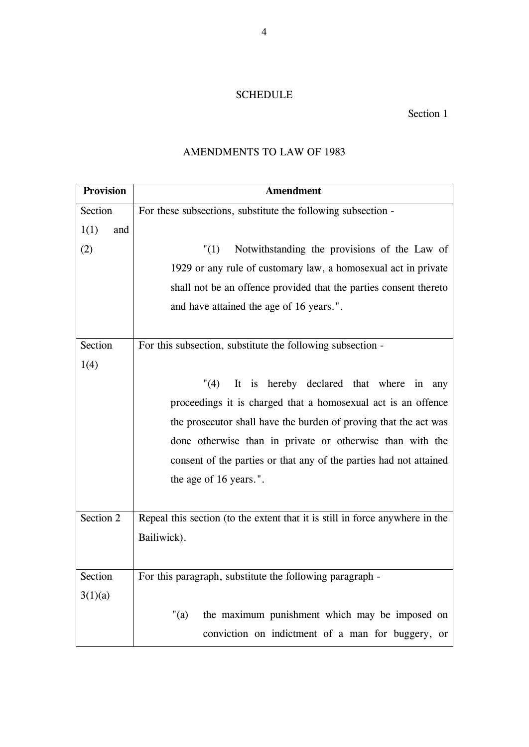SCHEDULE

Section 1

AMENDMENTS TO LAW OF 1983

| Provision | Amendment |
|---|---|
| Section 1(1) and (2) | For these subsections, substitute the following subsection - <br><br> "(1) Notwithstanding the provisions of the Law of 1929 or any rule of customary law, a homosexual act in private shall not be an offence provided that the parties consent thereto and have attained the age of 16 years.". |
| Section 1(4) | For this subsection, substitute the following subsection - <br><br> "(4) It is hereby declared that where in any proceedings it is charged that a homosexual act is an offence the prosecutor shall have the burden of proving that the act was done otherwise than in private or otherwise than with the consent of the parties or that any of the parties had not attained the age of 16 years.". |
| Section 2 | Repeal this section (to the extent that it is still in force anywhere in the Bailiwick). |
| Section 3(1)(a) | For this paragraph, substitute the following paragraph - <br><br> "(a) the maximum punishment which may be imposed on conviction on indictment of a man for buggery, or |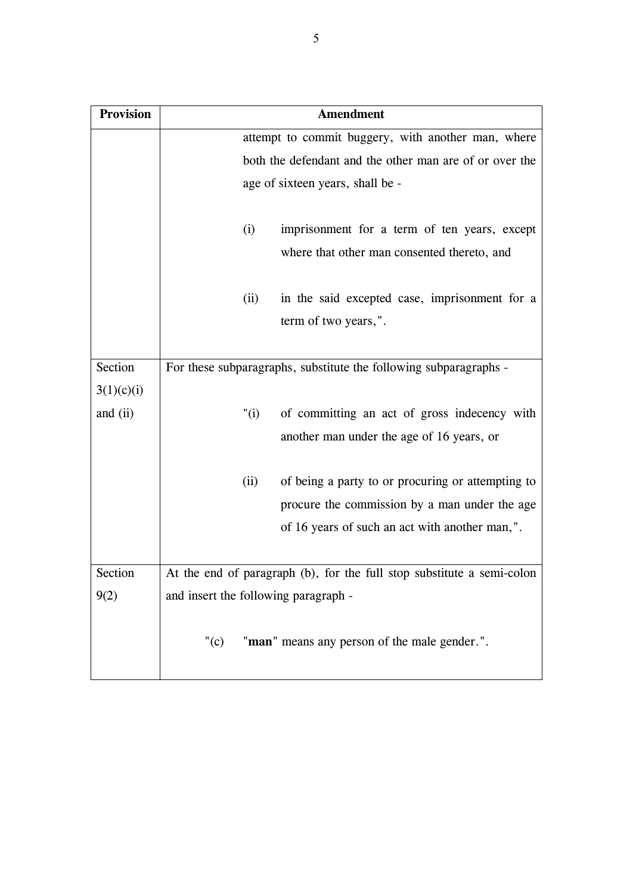| Provision | Amendment |
| --- | --- |
| | attempt to commit buggery, with another man, where both the defendant and the other man are of or over the age of sixteen years, shall be -<br><br>(i) imprisonment for a term of ten years, except where that other man consented thereto, and<br><br>(ii) in the said excepted case, imprisonment for a term of two years,". |
| Section 3(1)(c)(i) and (ii) | For these subparagraphs, substitute the following subparagraphs -<br><br>"(i) of committing an act of gross indecency with another man under the age of 16 years, or<br><br>(ii) of being a party to or procuring or attempting to procure the commission by a man under the age of 16 years of such an act with another man,". |
| Section 9(2) | At the end of paragraph (b), for the full stop substitute a semi-colon and insert the following paragraph -<br><br>"(c) "**man**" means any person of the male gender.". |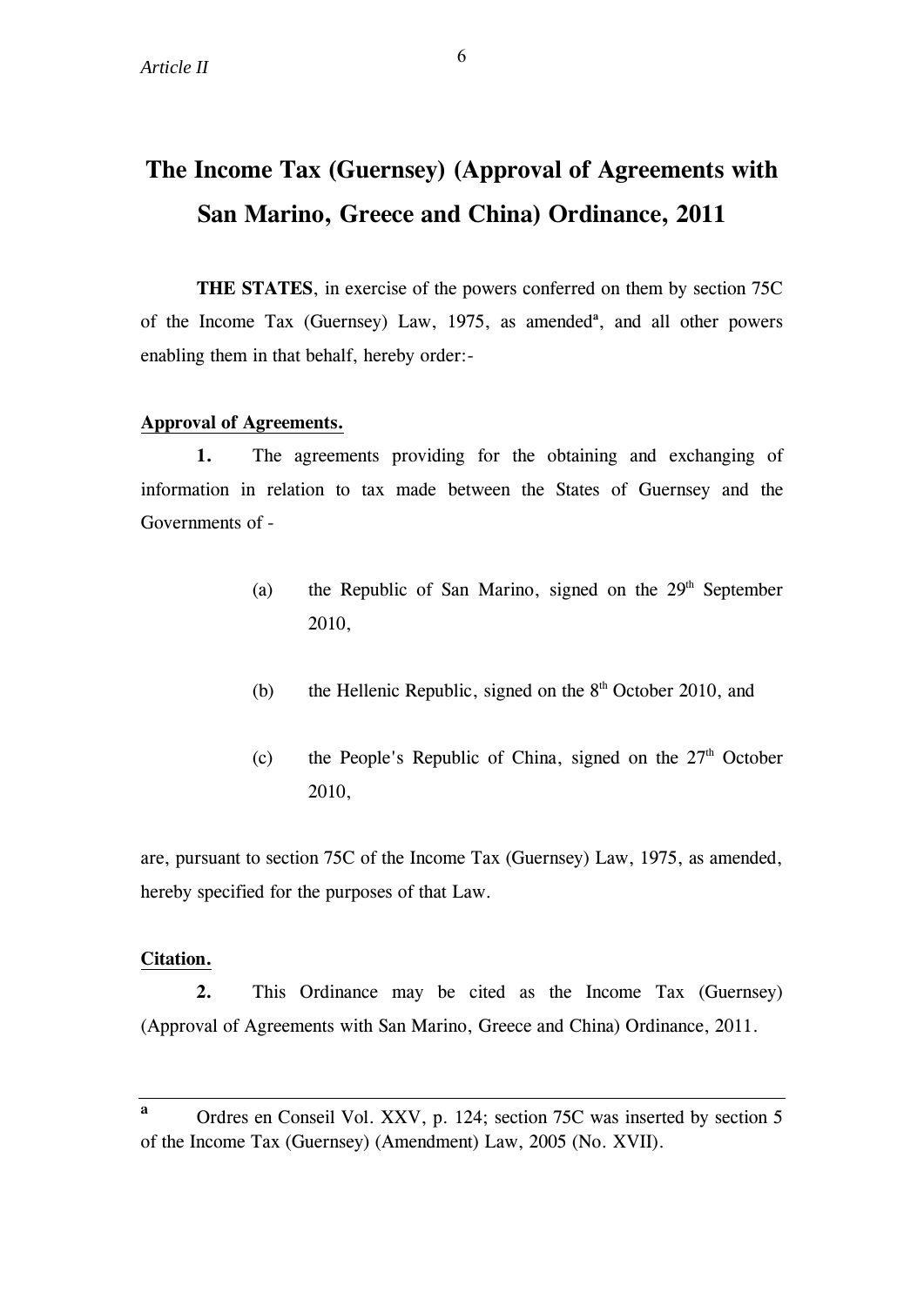# The Income Tax (Guernsey) (Approval of Agreements with San Marino, Greece and China) Ordinance, 2011

**THE STATES**, in exercise of the powers conferred on them by section 75C of the Income Tax (Guernsey) Law, 1975, as amended[a], and all other powers enabling them in that behalf, hereby order:-

**Approval of Agreements.**

**1.** The agreements providing for the obtaining and exchanging of information in relation to tax made between the States of Guernsey and the Governments of -

(a) the Republic of San Marino, signed on the 29th September 2010,

(b) the Hellenic Republic, signed on the 8th October 2010, and

(c) the People's Republic of China, signed on the 27th October 2010,

are, pursuant to section 75C of the Income Tax (Guernsey) Law, 1975, as amended, hereby specified for the purposes of that Law.

**Citation.**

**2.** This Ordinance may be cited as the Income Tax (Guernsey) (Approval of Agreements with San Marino, Greece and China) Ordinance, 2011.

---

[a] Ordres en Conseil Vol. XXV, p. 124; section 75C was inserted by section 5 of the Income Tax (Guernsey) (Amendment) Law, 2005 (No. XVII).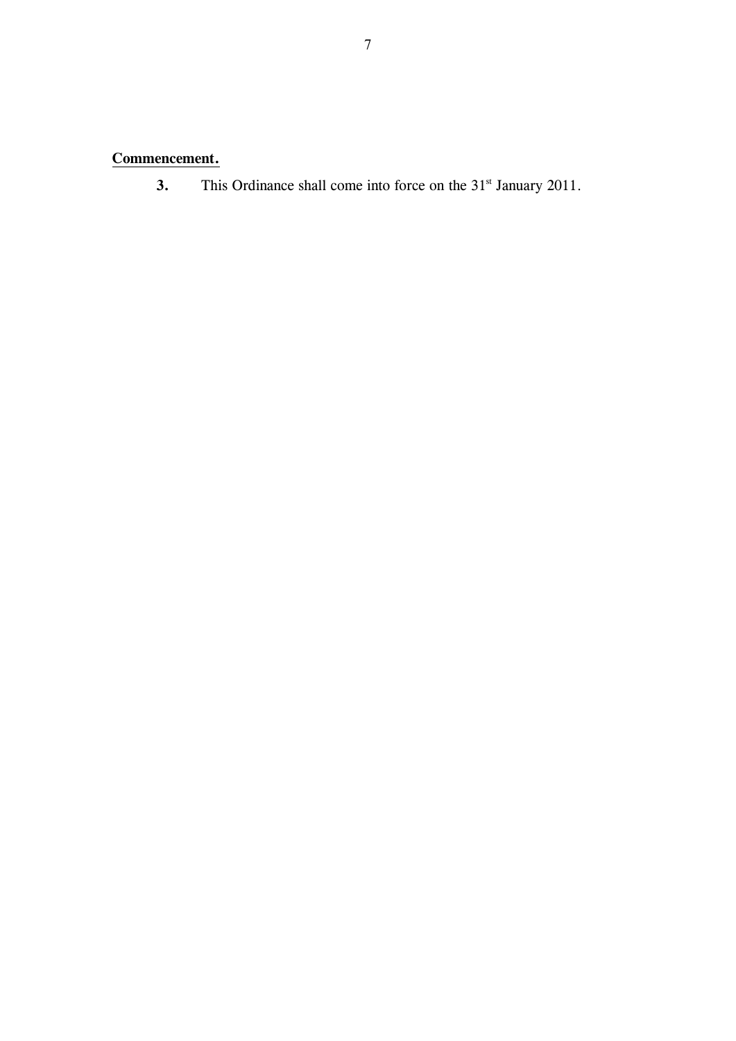**Commencement.**

**3.** This Ordinance shall come into force on the 31st January 2011.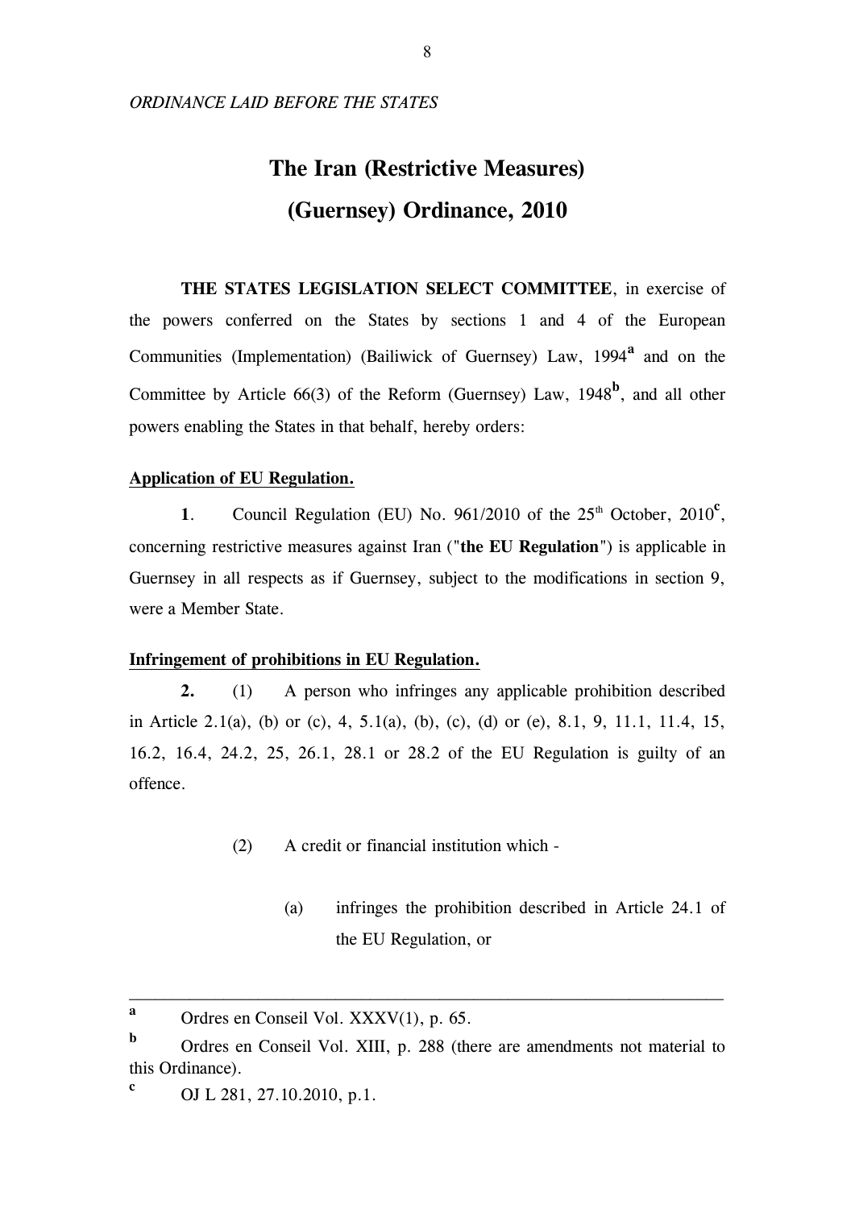*ORDINANCE LAID BEFORE THE STATES*

# The Iran (Restrictive Measures) (Guernsey) Ordinance, 2010

**THE STATES LEGISLATION SELECT COMMITTEE**, in exercise of the powers conferred on the States by sections 1 and 4 of the European Communities (Implementation) (Bailiwick of Guernsey) Law, 1994[a] and on the Committee by Article 66(3) of the Reform (Guernsey) Law, 1948[b], and all other powers enabling the States in that behalf, hereby orders:

**Application of EU Regulation.**

**1**. Council Regulation (EU) No. 961/2010 of the 25th October, 2010[c], concerning restrictive measures against Iran ("**the EU Regulation**") is applicable in Guernsey in all respects as if Guernsey, subject to the modifications in section 9, were a Member State.

**Infringement of prohibitions in EU Regulation.**

**2.** (1) A person who infringes any applicable prohibition described in Article 2.1(a), (b) or (c), 4, 5.1(a), (b), (c), (d) or (e), 8.1, 9, 11.1, 11.4, 15, 16.2, 16.4, 24.2, 25, 26.1, 28.1 or 28.2 of the EU Regulation is guilty of an offence.

(2) A credit or financial institution which -

(a) infringes the prohibition described in Article 24.1 of the EU Regulation, or

---

[a] Ordres en Conseil Vol. XXXV(1), p. 65.

[b] Ordres en Conseil Vol. XIII, p. 288 (there are amendments not material to this Ordinance).

[c] OJ L 281, 27.10.2010, p.1.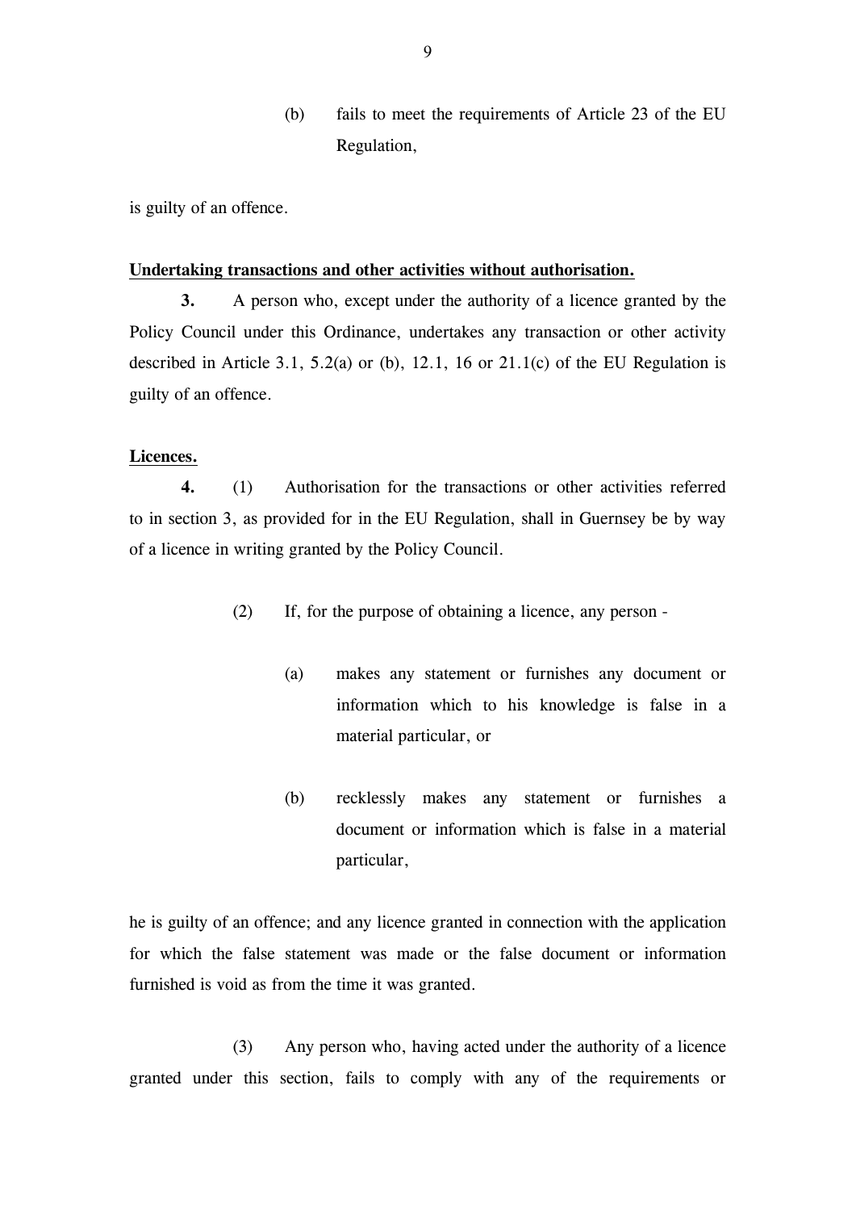(b) fails to meet the requirements of Article 23 of the EU Regulation,

is guilty of an offence.

**Undertaking transactions and other activities without authorisation.**

**3.** A person who, except under the authority of a licence granted by the Policy Council under this Ordinance, undertakes any transaction or other activity described in Article 3.1, 5.2(a) or (b), 12.1, 16 or 21.1(c) of the EU Regulation is guilty of an offence.

**Licences.**

**4.** (1) Authorisation for the transactions or other activities referred to in section 3, as provided for in the EU Regulation, shall in Guernsey be by way of a licence in writing granted by the Policy Council.

(2) If, for the purpose of obtaining a licence, any person -

(a) makes any statement or furnishes any document or information which to his knowledge is false in a material particular, or

(b) recklessly makes any statement or furnishes a document or information which is false in a material particular,

he is guilty of an offence; and any licence granted in connection with the application for which the false statement was made or the false document or information furnished is void as from the time it was granted.

(3) Any person who, having acted under the authority of a licence granted under this section, fails to comply with any of the requirements or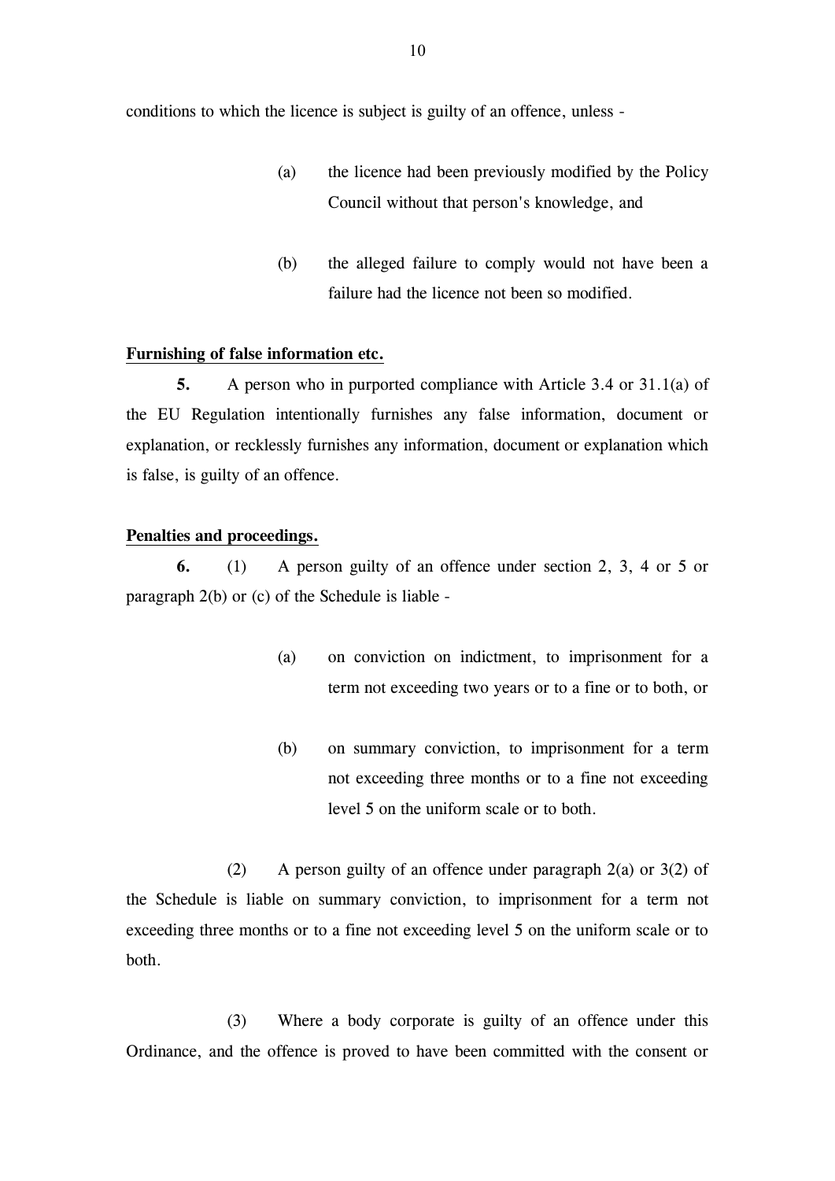conditions to which the licence is subject is guilty of an offence, unless -

(a) the licence had been previously modified by the Policy Council without that person's knowledge, and

(b) the alleged failure to comply would not have been a failure had the licence not been so modified.

**Furnishing of false information etc.**

**5.** A person who in purported compliance with Article 3.4 or 31.1(a) of the EU Regulation intentionally furnishes any false information, document or explanation, or recklessly furnishes any information, document or explanation which is false, is guilty of an offence.

**Penalties and proceedings.**

**6.** (1) A person guilty of an offence under section 2, 3, 4 or 5 or paragraph 2(b) or (c) of the Schedule is liable -

(a) on conviction on indictment, to imprisonment for a term not exceeding two years or to a fine or to both, or

(b) on summary conviction, to imprisonment for a term not exceeding three months or to a fine not exceeding level 5 on the uniform scale or to both.

(2) A person guilty of an offence under paragraph 2(a) or 3(2) of the Schedule is liable on summary conviction, to imprisonment for a term not exceeding three months or to a fine not exceeding level 5 on the uniform scale or to both.

(3) Where a body corporate is guilty of an offence under this Ordinance, and the offence is proved to have been committed with the consent or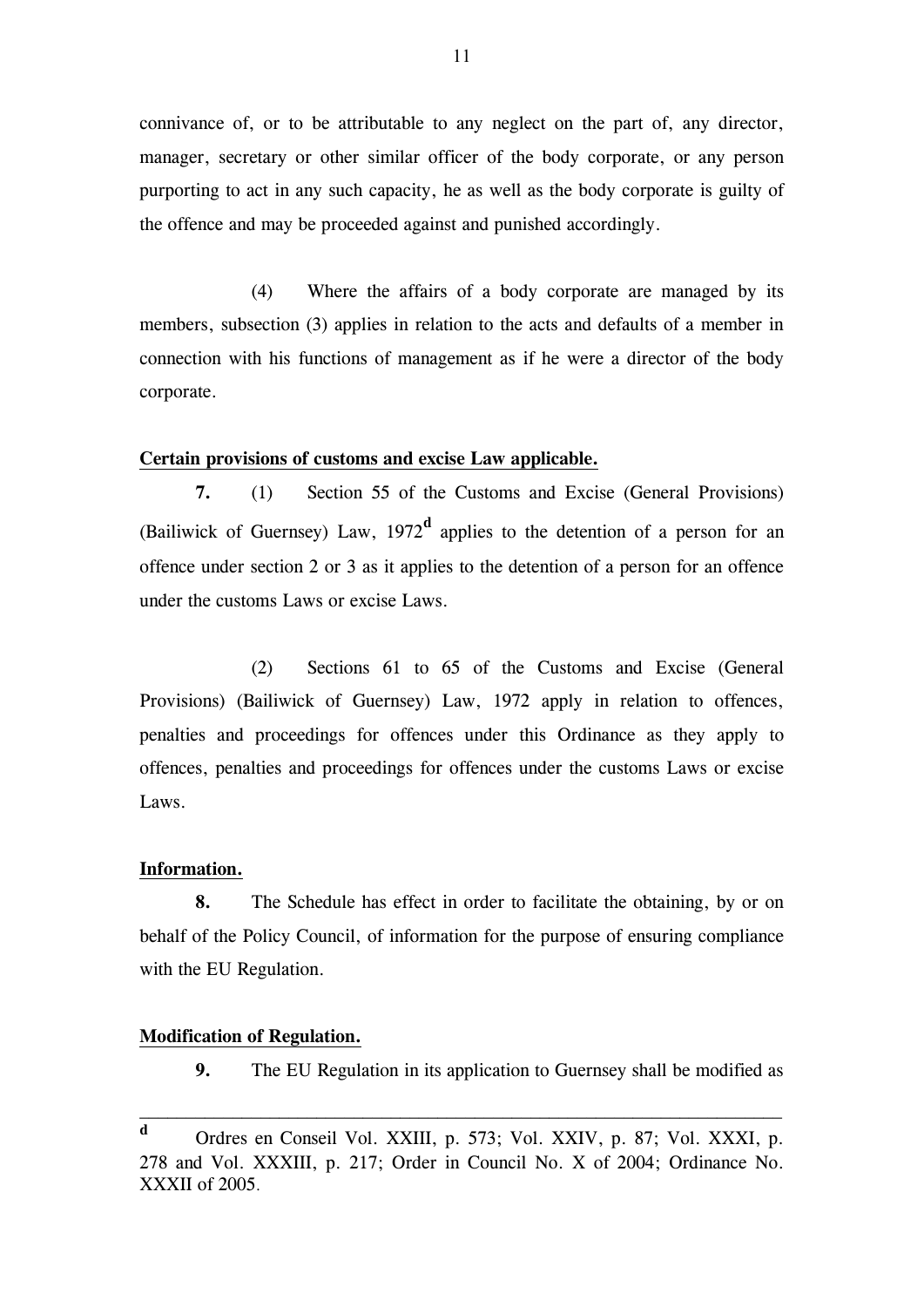connivance of, or to be attributable to any neglect on the part of, any director, manager, secretary or other similar officer of the body corporate, or any person purporting to act in any such capacity, he as well as the body corporate is guilty of the offence and may be proceeded against and punished accordingly.

(4) Where the affairs of a body corporate are managed by its members, subsection (3) applies in relation to the acts and defaults of a member in connection with his functions of management as if he were a director of the body corporate.

**Certain provisions of customs and excise Law applicable.**

**7.** (1) Section 55 of the Customs and Excise (General Provisions) (Bailiwick of Guernsey) Law, 1972[d] applies to the detention of a person for an offence under section 2 or 3 as it applies to the detention of a person for an offence under the customs Laws or excise Laws.

(2) Sections 61 to 65 of the Customs and Excise (General Provisions) (Bailiwick of Guernsey) Law, 1972 apply in relation to offences, penalties and proceedings for offences under this Ordinance as they apply to offences, penalties and proceedings for offences under the customs Laws or excise Laws.

**Information.**

**8.** The Schedule has effect in order to facilitate the obtaining, by or on behalf of the Policy Council, of information for the purpose of ensuring compliance with the EU Regulation.

**Modification of Regulation.**

**9.** The EU Regulation in its application to Guernsey shall be modified as

---

[d] Ordres en Conseil Vol. XXIII, p. 573; Vol. XXIV, p. 87; Vol. XXXI, p. 278 and Vol. XXXIII, p. 217; Order in Council No. X of 2004; Ordinance No. XXXII of 2005.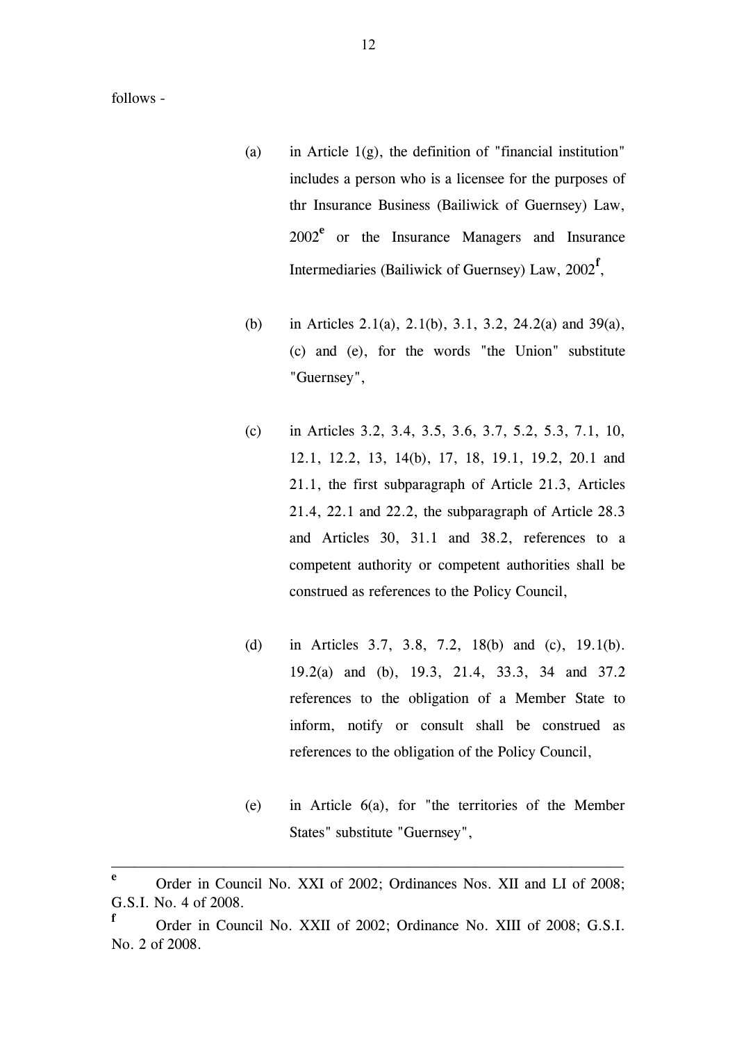follows -

(a) in Article 1(g), the definition of "financial institution" includes a person who is a licensee for the purposes of thr Insurance Business (Bailiwick of Guernsey) Law, 2002[e] or the Insurance Managers and Insurance Intermediaries (Bailiwick of Guernsey) Law, 2002[f],

(b) in Articles 2.1(a), 2.1(b), 3.1, 3.2, 24.2(a) and 39(a), (c) and (e), for the words "the Union" substitute "Guernsey",

(c) in Articles 3.2, 3.4, 3.5, 3.6, 3.7, 5.2, 5.3, 7.1, 10, 12.1, 12.2, 13, 14(b), 17, 18, 19.1, 19.2, 20.1 and 21.1, the first subparagraph of Article 21.3, Articles 21.4, 22.1 and 22.2, the subparagraph of Article 28.3 and Articles 30, 31.1 and 38.2, references to a competent authority or competent authorities shall be construed as references to the Policy Council,

(d) in Articles 3.7, 3.8, 7.2, 18(b) and (c), 19.1(b). 19.2(a) and (b), 19.3, 21.4, 33.3, 34 and 37.2 references to the obligation of a Member State to inform, notify or consult shall be construed as references to the obligation of the Policy Council,

(e) in Article 6(a), for "the territories of the Member States" substitute "Guernsey",

---

[e] Order in Council No. XXI of 2002; Ordinances Nos. XII and LI of 2008; G.S.I. No. 4 of 2008.

[f] Order in Council No. XXII of 2002; Ordinance No. XIII of 2008; G.S.I. No. 2 of 2008.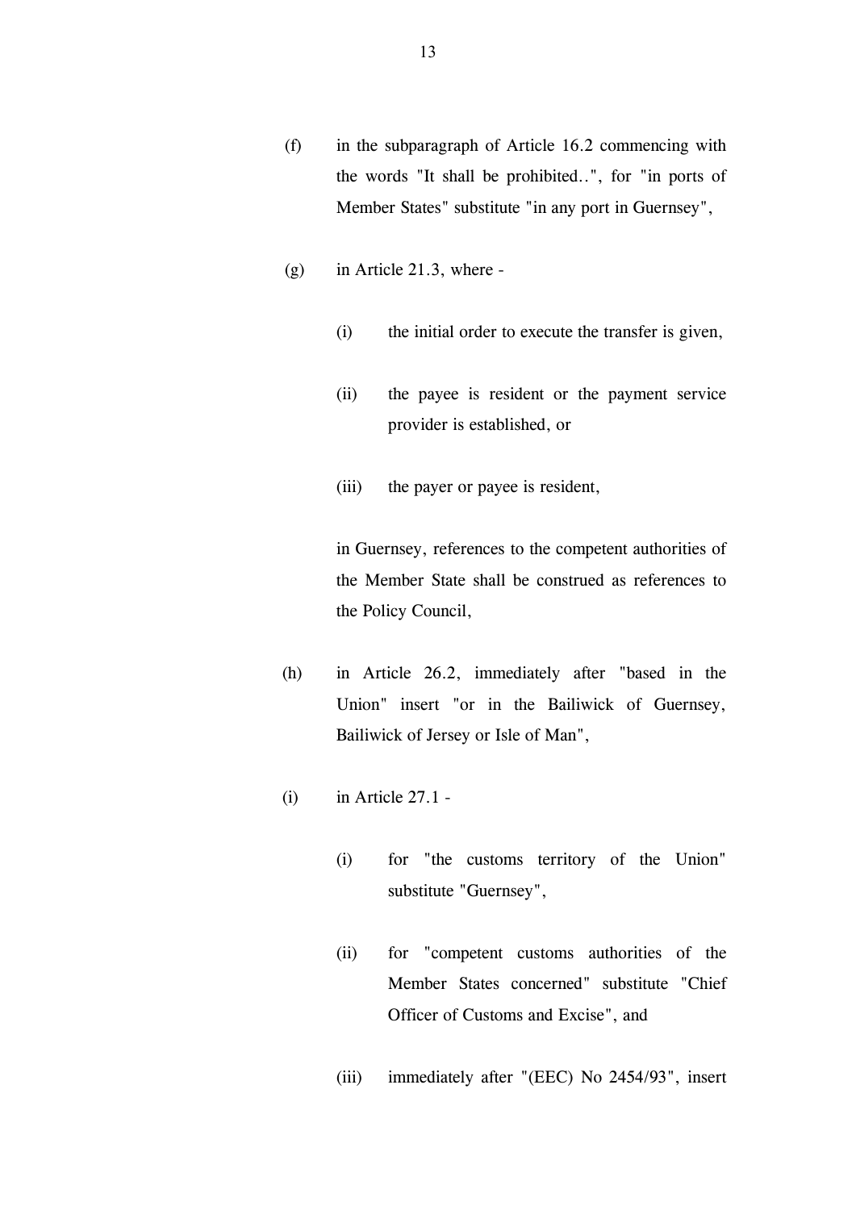(f) in the subparagraph of Article 16.2 commencing with the words "It shall be prohibited..", for "in ports of Member States" substitute "in any port in Guernsey",

(g) in Article 21.3, where -

  (i) the initial order to execute the transfer is given,

  (ii) the payee is resident or the payment service provider is established, or

  (iii) the payer or payee is resident,

  in Guernsey, references to the competent authorities of the Member State shall be construed as references to the Policy Council,

(h) in Article 26.2, immediately after "based in the Union" insert "or in the Bailiwick of Guernsey, Bailiwick of Jersey or Isle of Man",

(i) in Article 27.1 -

  (i) for "the customs territory of the Union" substitute "Guernsey",

  (ii) for "competent customs authorities of the Member States concerned" substitute "Chief Officer of Customs and Excise", and

  (iii) immediately after "(EEC) No 2454/93", insert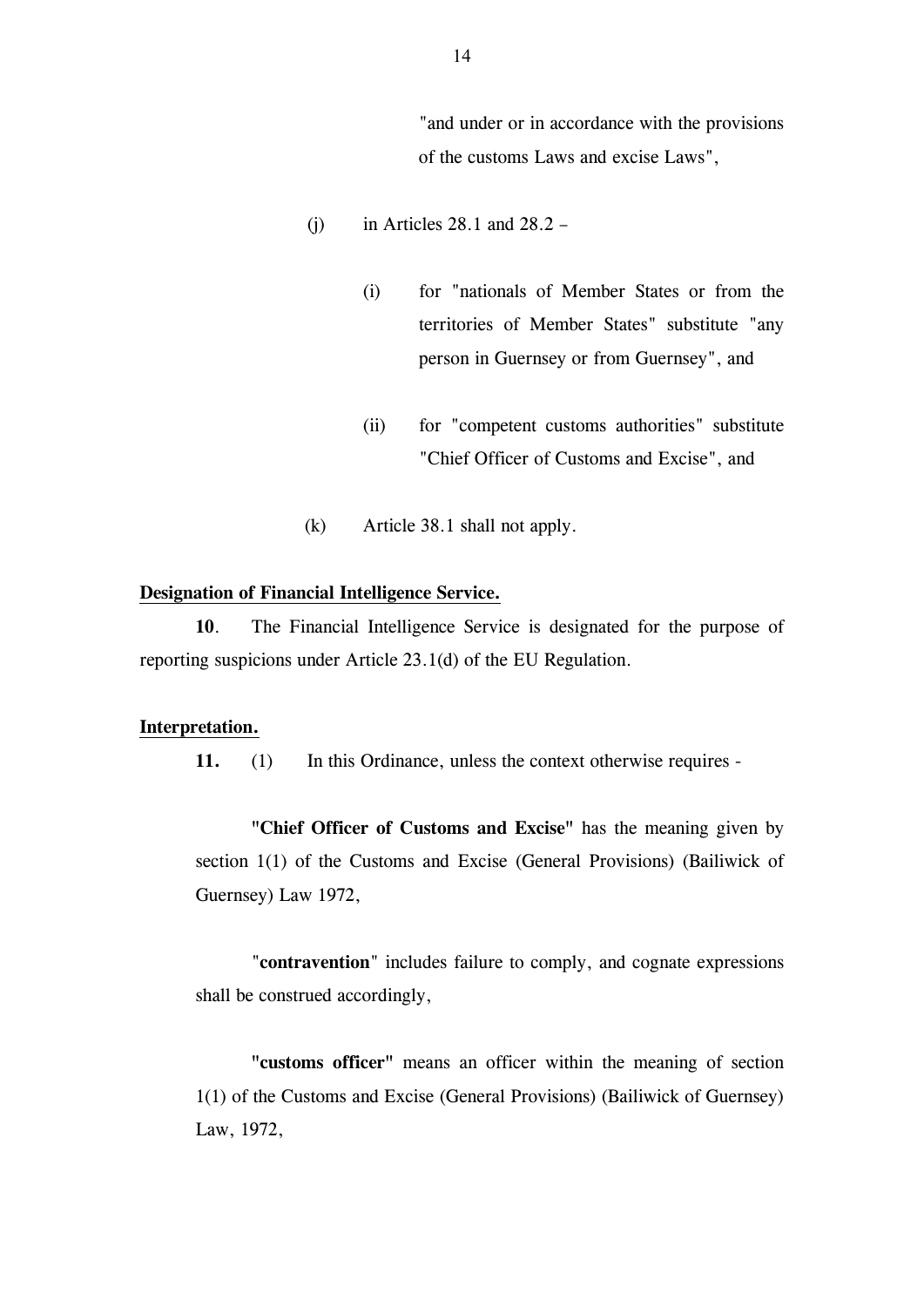"and under or in accordance with the provisions of the customs Laws and excise Laws",

(j) in Articles 28.1 and 28.2 –

(i) for "nationals of Member States or from the territories of Member States" substitute "any person in Guernsey or from Guernsey", and

(ii) for "competent customs authorities" substitute "Chief Officer of Customs and Excise", and

(k) Article 38.1 shall not apply.

**Designation of Financial Intelligence Service.**

**10**. The Financial Intelligence Service is designated for the purpose of reporting suspicions under Article 23.1(d) of the EU Regulation.

**Interpretation.**

**11.** (1) In this Ordinance, unless the context otherwise requires -

**"Chief Officer of Customs and Excise"** has the meaning given by section 1(1) of the Customs and Excise (General Provisions) (Bailiwick of Guernsey) Law 1972,

"**contravention**" includes failure to comply, and cognate expressions shall be construed accordingly,

**"customs officer"** means an officer within the meaning of section 1(1) of the Customs and Excise (General Provisions) (Bailiwick of Guernsey) Law, 1972,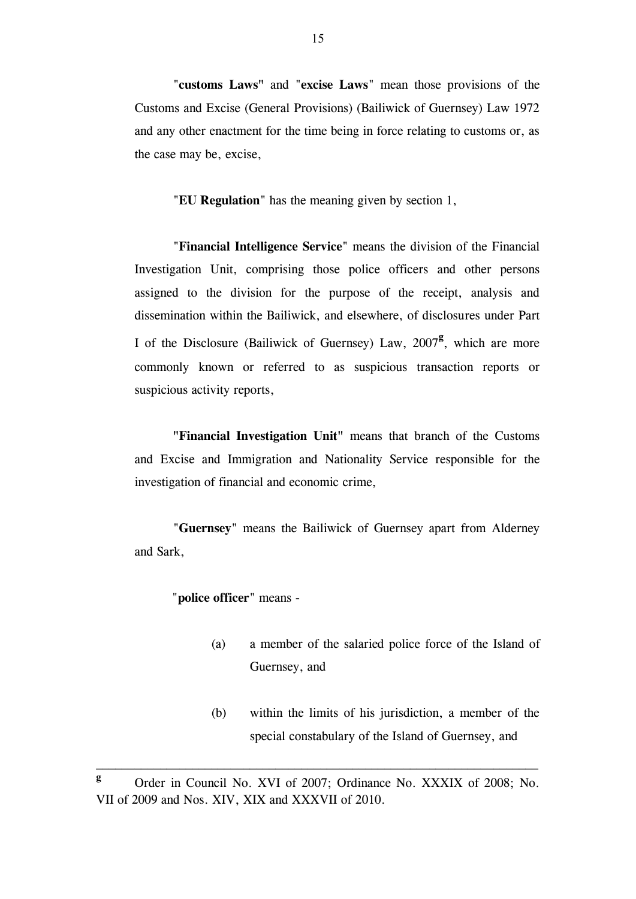"**customs Laws**" and "**excise Laws**" mean those provisions of the Customs and Excise (General Provisions) (Bailiwick of Guernsey) Law 1972 and any other enactment for the time being in force relating to customs or, as the case may be, excise,

"**EU Regulation**" has the meaning given by section 1,

"**Financial Intelligence Service**" means the division of the Financial Investigation Unit, comprising those police officers and other persons assigned to the division for the purpose of the receipt, analysis and dissemination within the Bailiwick, and elsewhere, of disclosures under Part I of the Disclosure (Bailiwick of Guernsey) Law, 2007[g], which are more commonly known or referred to as suspicious transaction reports or suspicious activity reports,

"**Financial Investigation Unit**" means that branch of the Customs and Excise and Immigration and Nationality Service responsible for the investigation of financial and economic crime,

"**Guernsey**" means the Bailiwick of Guernsey apart from Alderney and Sark,

"**police officer**" means -

(a) a member of the salaried police force of the Island of Guernsey, and

(b) within the limits of his jurisdiction, a member of the special constabulary of the Island of Guernsey, and

---

[g] Order in Council No. XVI of 2007; Ordinance No. XXXIX of 2008; No. VII of 2009 and Nos. XIV, XIX and XXXVII of 2010.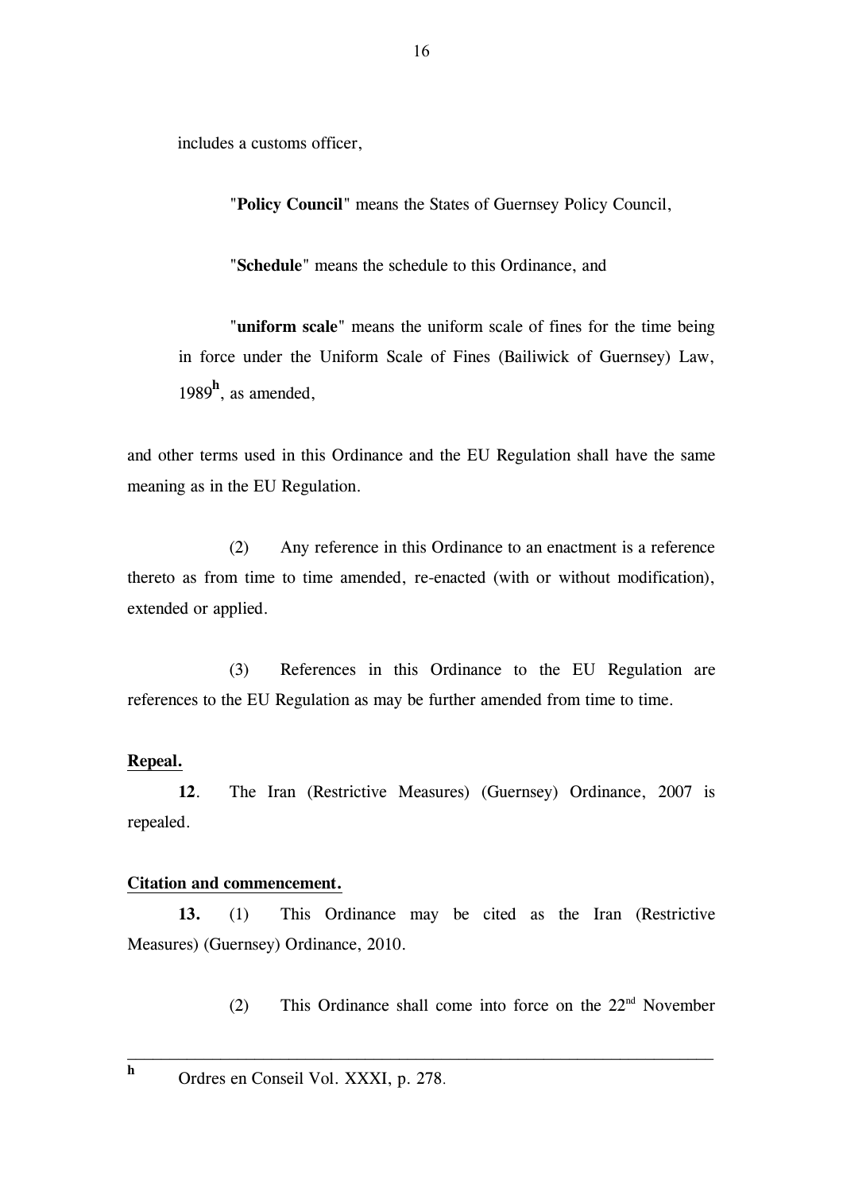includes a customs officer,

"**Policy Council**" means the States of Guernsey Policy Council,

"**Schedule**" means the schedule to this Ordinance, and

"**uniform scale**" means the uniform scale of fines for the time being in force under the Uniform Scale of Fines (Bailiwick of Guernsey) Law, 1989[h], as amended,

and other terms used in this Ordinance and the EU Regulation shall have the same meaning as in the EU Regulation.

(2) Any reference in this Ordinance to an enactment is a reference thereto as from time to time amended, re-enacted (with or without modification), extended or applied.

(3) References in this Ordinance to the EU Regulation are references to the EU Regulation as may be further amended from time to time.

**Repeal.**

**12**. The Iran (Restrictive Measures) (Guernsey) Ordinance, 2007 is repealed.

**Citation and commencement.**

**13.** (1) This Ordinance may be cited as the Iran (Restrictive Measures) (Guernsey) Ordinance, 2010.

(2) This Ordinance shall come into force on the 22nd November

---

[h] Ordres en Conseil Vol. XXXI, p. 278.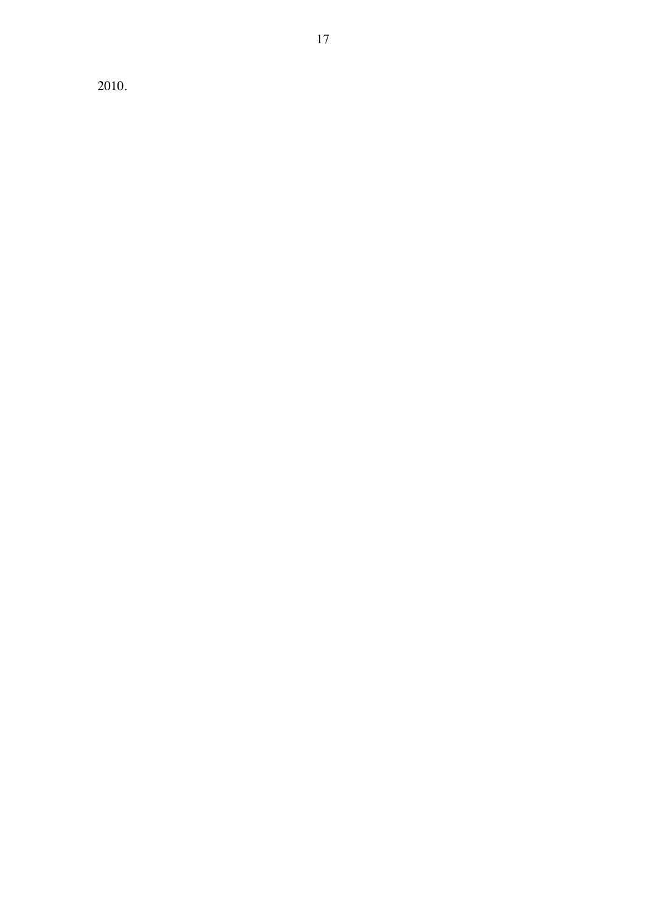2010.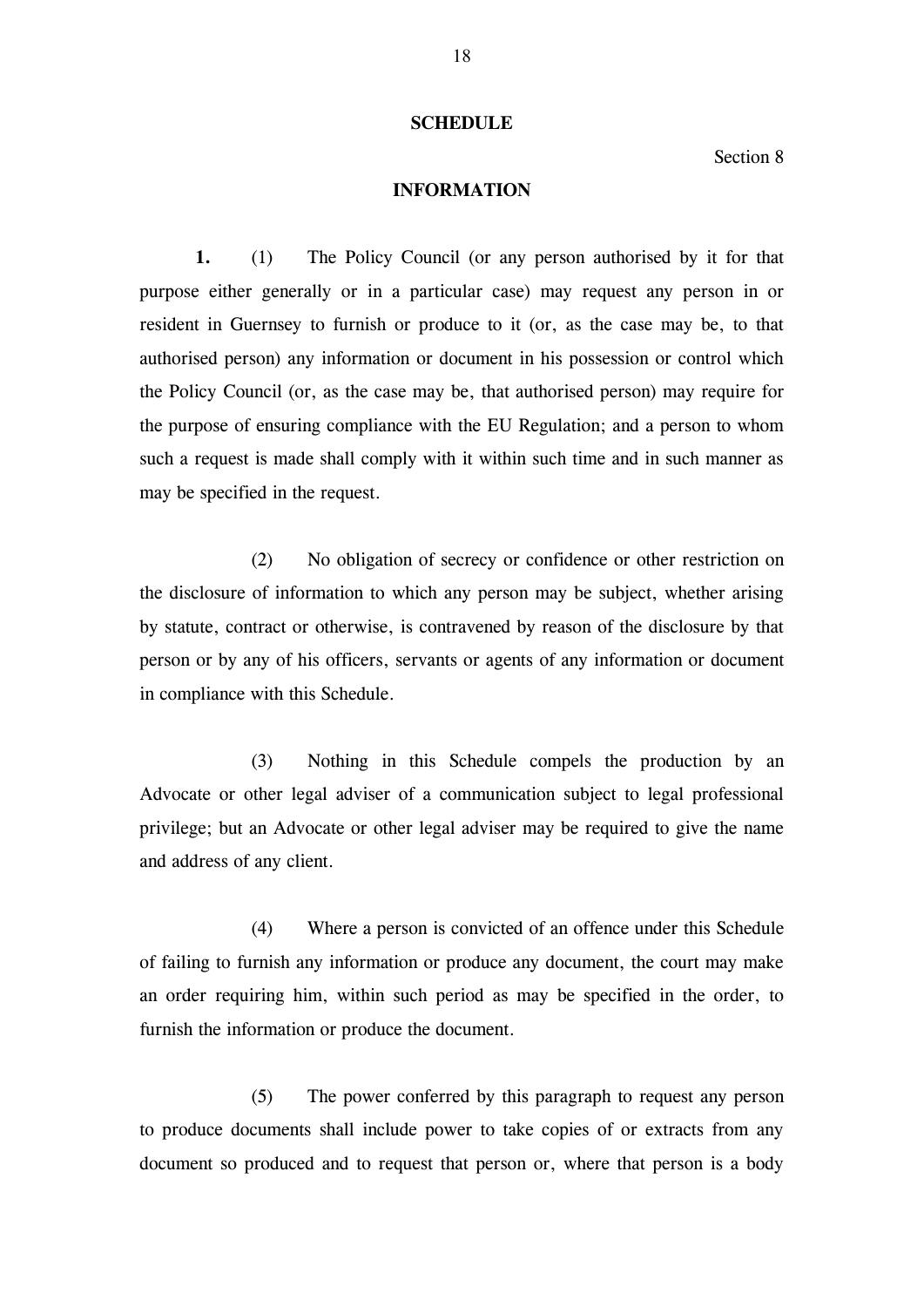## SCHEDULE

Section 8

## INFORMATION

**1.** (1) The Policy Council (or any person authorised by it for that purpose either generally or in a particular case) may request any person in or resident in Guernsey to furnish or produce to it (or, as the case may be, to that authorised person) any information or document in his possession or control which the Policy Council (or, as the case may be, that authorised person) may require for the purpose of ensuring compliance with the EU Regulation; and a person to whom such a request is made shall comply with it within such time and in such manner as may be specified in the request.

(2) No obligation of secrecy or confidence or other restriction on the disclosure of information to which any person may be subject, whether arising by statute, contract or otherwise, is contravened by reason of the disclosure by that person or by any of his officers, servants or agents of any information or document in compliance with this Schedule.

(3) Nothing in this Schedule compels the production by an Advocate or other legal adviser of a communication subject to legal professional privilege; but an Advocate or other legal adviser may be required to give the name and address of any client.

(4) Where a person is convicted of an offence under this Schedule of failing to furnish any information or produce any document, the court may make an order requiring him, within such period as may be specified in the order, to furnish the information or produce the document.

(5) The power conferred by this paragraph to request any person to produce documents shall include power to take copies of or extracts from any document so produced and to request that person or, where that person is a body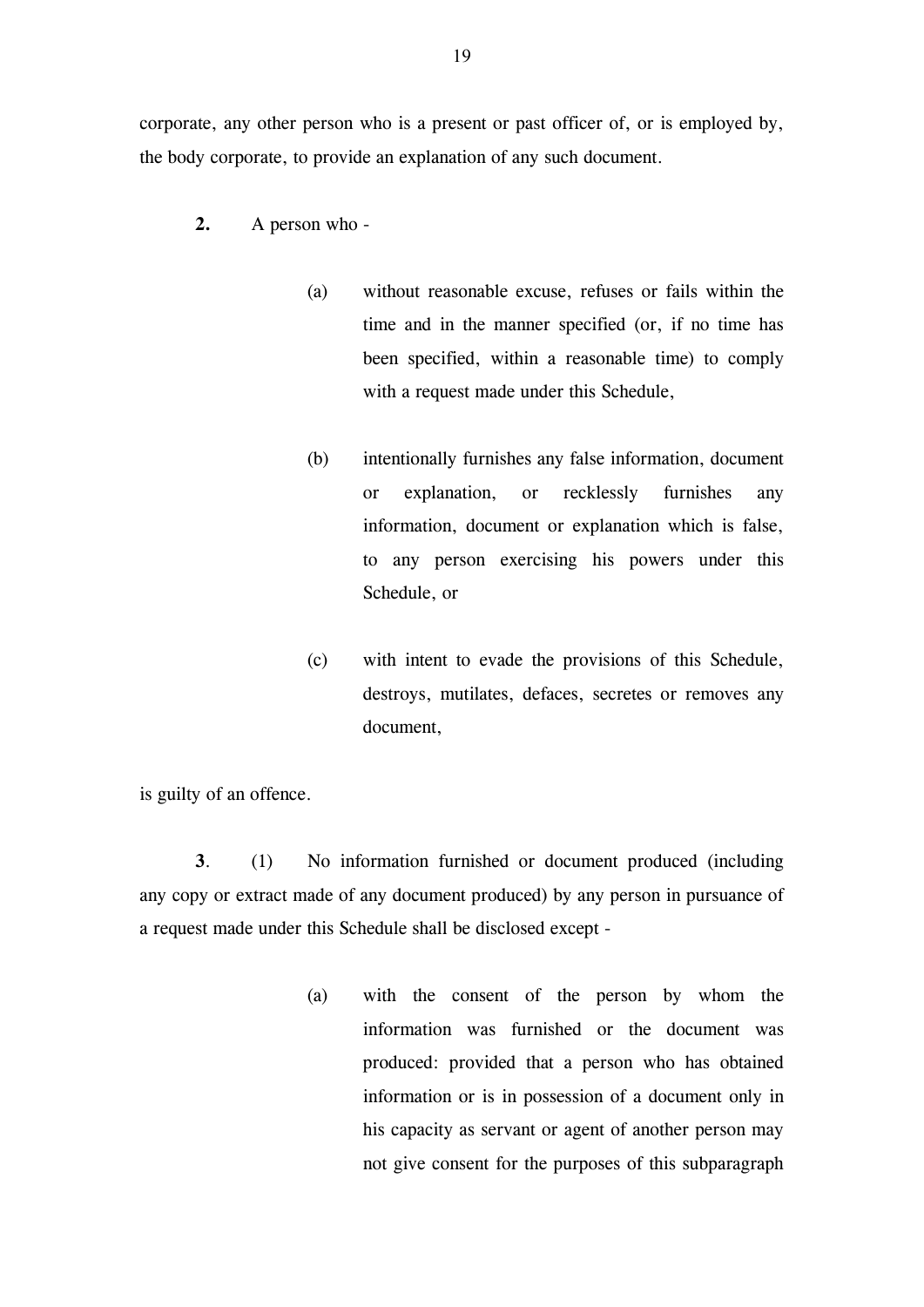corporate, any other person who is a present or past officer of, or is employed by, the body corporate, to provide an explanation of any such document.

**2.** A person who -

> (a) without reasonable excuse, refuses or fails within the time and in the manner specified (or, if no time has been specified, within a reasonable time) to comply with a request made under this Schedule,
>
> (b) intentionally furnishes any false information, document or explanation, or recklessly furnishes any information, document or explanation which is false, to any person exercising his powers under this Schedule, or
>
> (c) with intent to evade the provisions of this Schedule, destroys, mutilates, defaces, secretes or removes any document,

is guilty of an offence.

**3**. (1) No information furnished or document produced (including any copy or extract made of any document produced) by any person in pursuance of a request made under this Schedule shall be disclosed except -

> (a) with the consent of the person by whom the information was furnished or the document was produced: provided that a person who has obtained information or is in possession of a document only in his capacity as servant or agent of another person may not give consent for the purposes of this subparagraph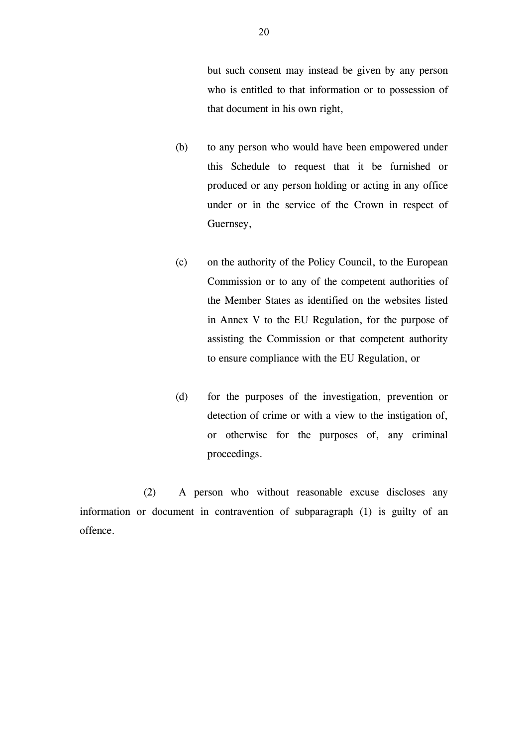but such consent may instead be given by any person who is entitled to that information or to possession of that document in his own right,

(b) to any person who would have been empowered under this Schedule to request that it be furnished or produced or any person holding or acting in any office under or in the service of the Crown in respect of Guernsey,

(c) on the authority of the Policy Council, to the European Commission or to any of the competent authorities of the Member States as identified on the websites listed in Annex V to the EU Regulation, for the purpose of assisting the Commission or that competent authority to ensure compliance with the EU Regulation, or

(d) for the purposes of the investigation, prevention or detection of crime or with a view to the instigation of, or otherwise for the purposes of, any criminal proceedings.

(2) A person who without reasonable excuse discloses any information or document in contravention of subparagraph (1) is guilty of an offence.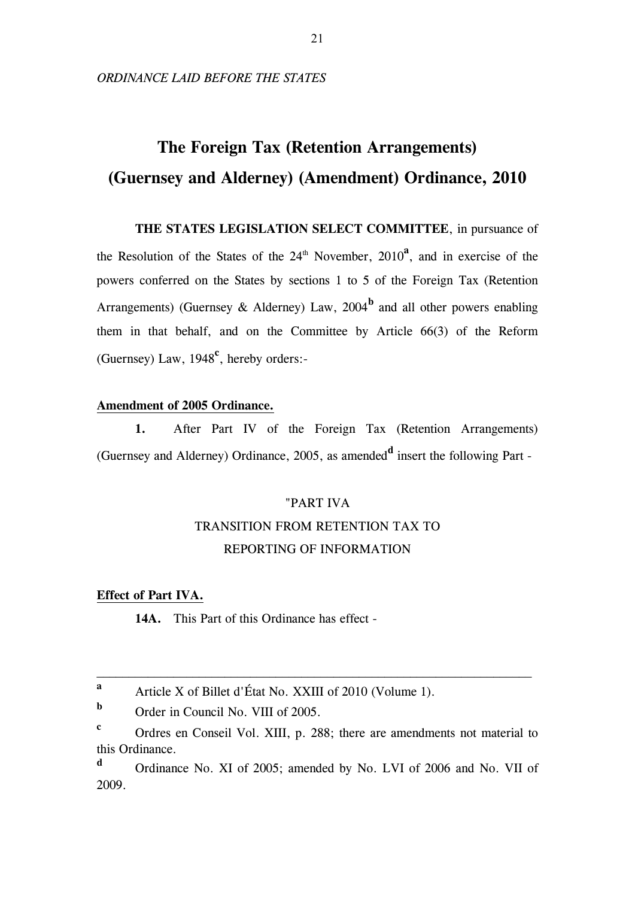*ORDINANCE LAID BEFORE THE STATES*

# The Foreign Tax (Retention Arrangements) (Guernsey and Alderney) (Amendment) Ordinance, 2010

**THE STATES LEGISLATION SELECT COMMITTEE**, in pursuance of the Resolution of the States of the 24th November, 2010[a], and in exercise of the powers conferred on the States by sections 1 to 5 of the Foreign Tax (Retention Arrangements) (Guernsey & Alderney) Law, 2004[b] and all other powers enabling them in that behalf, and on the Committee by Article 66(3) of the Reform (Guernsey) Law, 1948[c], hereby orders:-

**Amendment of 2005 Ordinance.**

**1.** After Part IV of the Foreign Tax (Retention Arrangements) (Guernsey and Alderney) Ordinance, 2005, as amended[d] insert the following Part -

"PART IVA

TRANSITION FROM RETENTION TAX TO REPORTING OF INFORMATION

**Effect of Part IVA.**

**14A.** This Part of this Ordinance has effect -

---

[a] Article X of Billet d'État No. XXIII of 2010 (Volume 1).

[b] Order in Council No. VIII of 2005.

[c] Ordres en Conseil Vol. XIII, p. 288; there are amendments not material to this Ordinance.

[d] Ordinance No. XI of 2005; amended by No. LVI of 2006 and No. VII of 2009.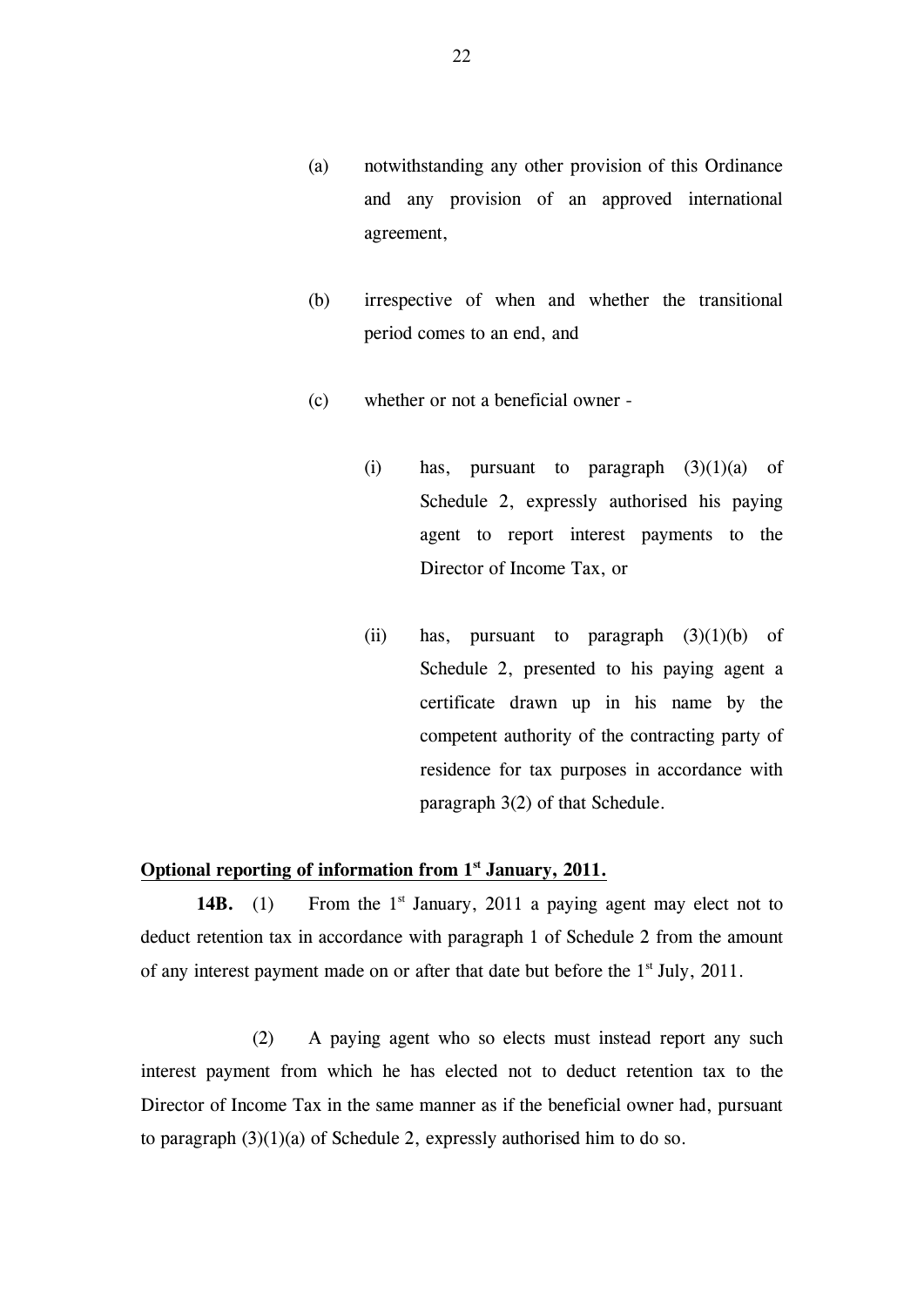(a) notwithstanding any other provision of this Ordinance and any provision of an approved international agreement,

(b) irrespective of when and whether the transitional period comes to an end, and

(c) whether or not a beneficial owner -

   (i) has, pursuant to paragraph (3)(1)(a) of Schedule 2, expressly authorised his paying agent to report interest payments to the Director of Income Tax, or

   (ii) has, pursuant to paragraph (3)(1)(b) of Schedule 2, presented to his paying agent a certificate drawn up in his name by the competent authority of the contracting party of residence for tax purposes in accordance with paragraph 3(2) of that Schedule.

**Optional reporting of information from 1st January, 2011.**

**14B.** (1) From the 1st January, 2011 a paying agent may elect not to deduct retention tax in accordance with paragraph 1 of Schedule 2 from the amount of any interest payment made on or after that date but before the 1st July, 2011.

(2) A paying agent who so elects must instead report any such interest payment from which he has elected not to deduct retention tax to the Director of Income Tax in the same manner as if the beneficial owner had, pursuant to paragraph (3)(1)(a) of Schedule 2, expressly authorised him to do so.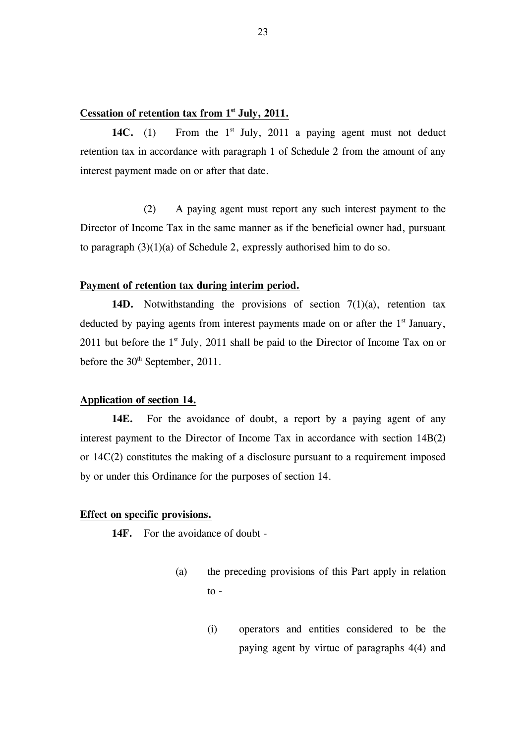**Cessation of retention tax from 1st July, 2011.**

**14C.** (1) From the 1st July, 2011 a paying agent must not deduct retention tax in accordance with paragraph 1 of Schedule 2 from the amount of any interest payment made on or after that date.

(2) A paying agent must report any such interest payment to the Director of Income Tax in the same manner as if the beneficial owner had, pursuant to paragraph (3)(1)(a) of Schedule 2, expressly authorised him to do so.

**Payment of retention tax during interim period.**

**14D.** Notwithstanding the provisions of section 7(1)(a), retention tax deducted by paying agents from interest payments made on or after the 1st January, 2011 but before the 1st July, 2011 shall be paid to the Director of Income Tax on or before the 30th September, 2011.

**Application of section 14.**

**14E.** For the avoidance of doubt, a report by a paying agent of any interest payment to the Director of Income Tax in accordance with section 14B(2) or 14C(2) constitutes the making of a disclosure pursuant to a requirement imposed by or under this Ordinance for the purposes of section 14.

**Effect on specific provisions.**

**14F.** For the avoidance of doubt -

(a) the preceding provisions of this Part apply in relation to -

(i) operators and entities considered to be the paying agent by virtue of paragraphs 4(4) and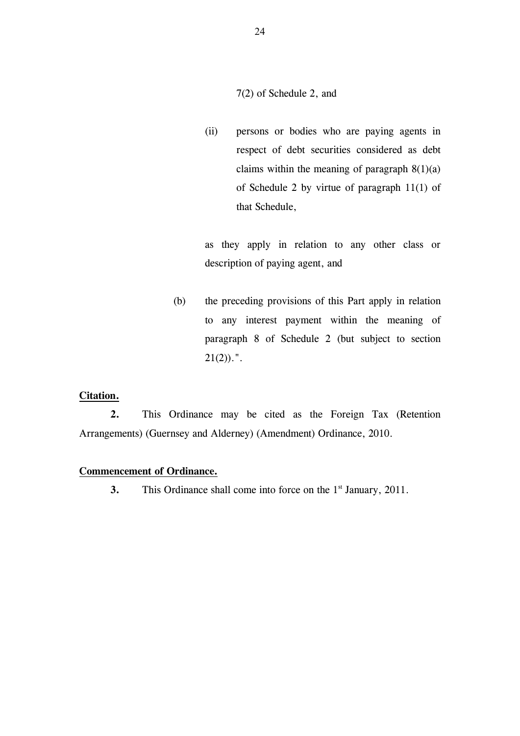7(2) of Schedule 2, and

(ii) persons or bodies who are paying agents in respect of debt securities considered as debt claims within the meaning of paragraph 8(1)(a) of Schedule 2 by virtue of paragraph 11(1) of that Schedule,

as they apply in relation to any other class or description of paying agent, and

(b) the preceding provisions of this Part apply in relation to any interest payment within the meaning of paragraph 8 of Schedule 2 (but subject to section 21(2)).".

**Citation.**

**2.** This Ordinance may be cited as the Foreign Tax (Retention Arrangements) (Guernsey and Alderney) (Amendment) Ordinance, 2010.

**Commencement of Ordinance.**

**3.** This Ordinance shall come into force on the 1st January, 2011.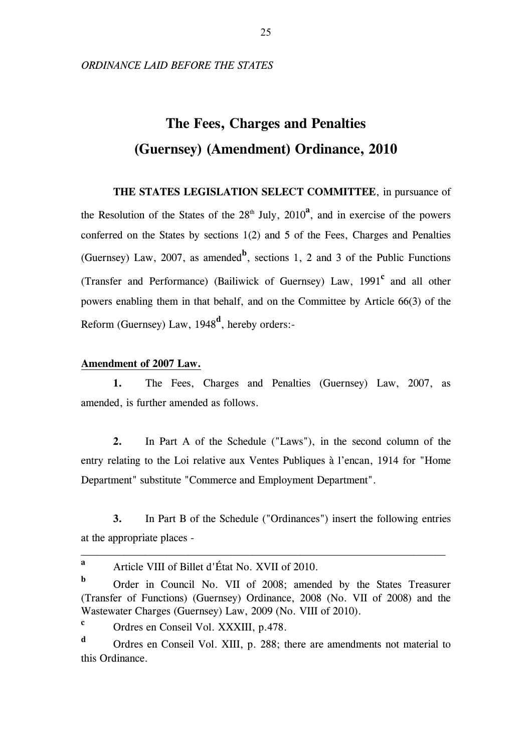*ORDINANCE LAID BEFORE THE STATES*

# The Fees, Charges and Penalties (Guernsey) (Amendment) Ordinance, 2010

**THE STATES LEGISLATION SELECT COMMITTEE**, in pursuance of the Resolution of the States of the 28th July, 2010[a], and in exercise of the powers conferred on the States by sections 1(2) and 5 of the Fees, Charges and Penalties (Guernsey) Law, 2007, as amended[b], sections 1, 2 and 3 of the Public Functions (Transfer and Performance) (Bailiwick of Guernsey) Law, 1991[c] and all other powers enabling them in that behalf, and on the Committee by Article 66(3) of the Reform (Guernsey) Law, 1948[d], hereby orders:-

**Amendment of 2007 Law.**

**1.** The Fees, Charges and Penalties (Guernsey) Law, 2007, as amended, is further amended as follows.

**2.** In Part A of the Schedule ("Laws"), in the second column of the entry relating to the Loi relative aux Ventes Publiques à l'encan, 1914 for "Home Department" substitute "Commerce and Employment Department".

**3.** In Part B of the Schedule ("Ordinances") insert the following entries at the appropriate places -

---

[a] Article VIII of Billet d'État No. XVII of 2010.

[b] Order in Council No. VII of 2008; amended by the States Treasurer (Transfer of Functions) (Guernsey) Ordinance, 2008 (No. VII of 2008) and the Wastewater Charges (Guernsey) Law, 2009 (No. VIII of 2010).

[c] Ordres en Conseil Vol. XXXIII, p.478.

[d] Ordres en Conseil Vol. XIII, p. 288; there are amendments not material to this Ordinance.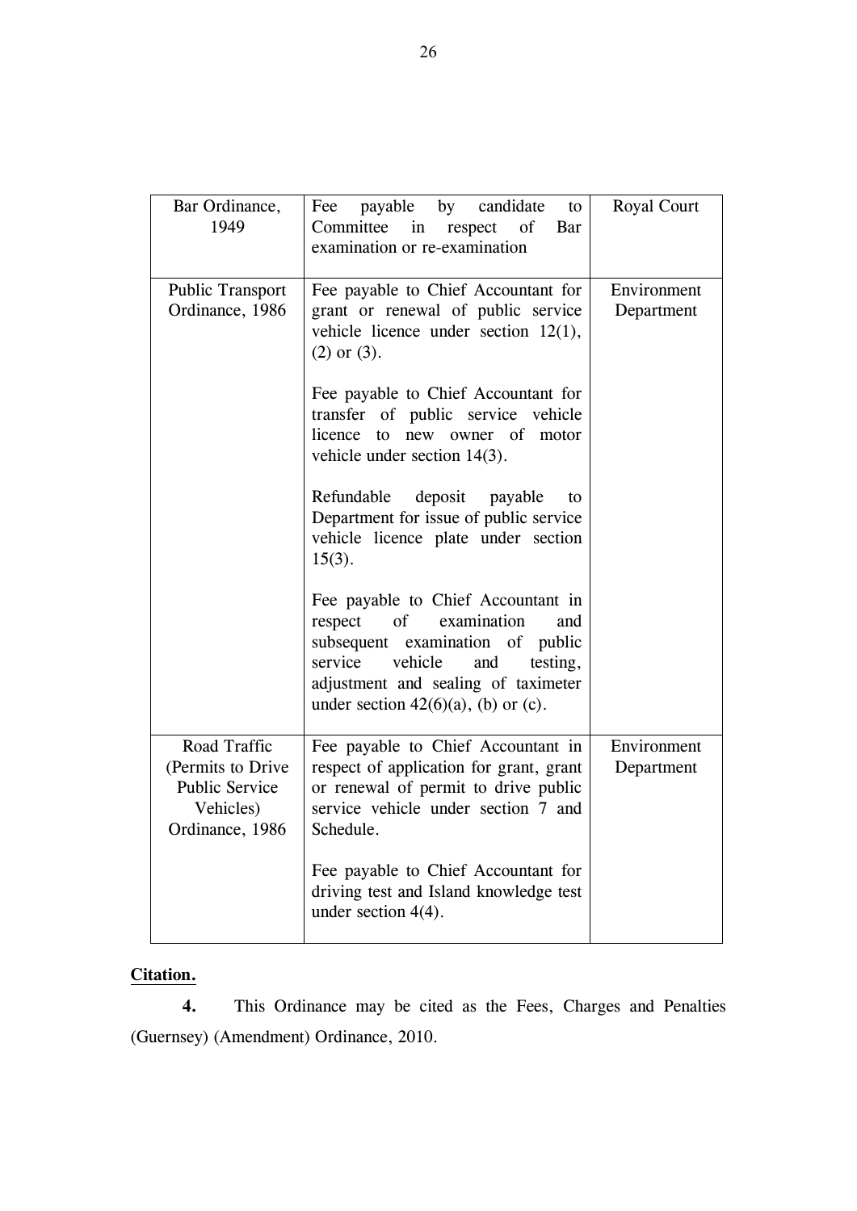| Bar Ordinance, 1949 | Fee payable by candidate to Committee in respect of Bar examination or re-examination | Royal Court |
|---|---|---|
| Public Transport Ordinance, 1986 | Fee payable to Chief Accountant for grant or renewal of public service vehicle licence under section 12(1), (2) or (3).<br><br>Fee payable to Chief Accountant for transfer of public service vehicle licence to new owner of motor vehicle under section 14(3).<br><br>Refundable deposit payable to Department for issue of public service vehicle licence plate under section 15(3).<br><br>Fee payable to Chief Accountant in respect of examination and subsequent examination of public service vehicle and testing, adjustment and sealing of taximeter under section 42(6)(a), (b) or (c). | Environment Department |
| Road Traffic (Permits to Drive Public Service Vehicles) Ordinance, 1986 | Fee payable to Chief Accountant in respect of application for grant, grant or renewal of permit to drive public service vehicle under section 7 and Schedule.<br><br>Fee payable to Chief Accountant for driving test and Island knowledge test under section 4(4). | Environment Department |

**Citation.**

**4.** This Ordinance may be cited as the Fees, Charges and Penalties (Guernsey) (Amendment) Ordinance, 2010.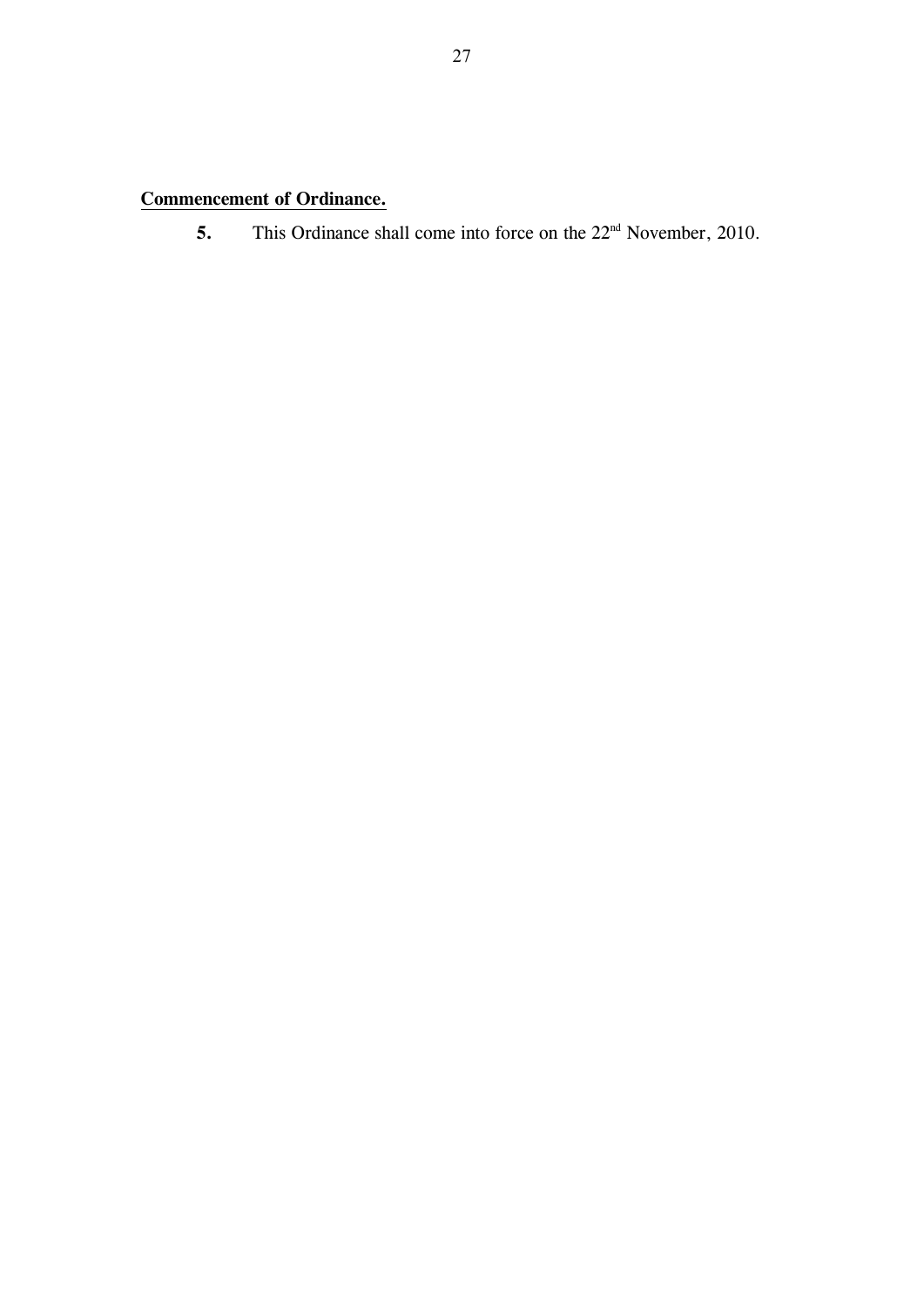**Commencement of Ordinance.**

**5.** This Ordinance shall come into force on the 22nd November, 2010.